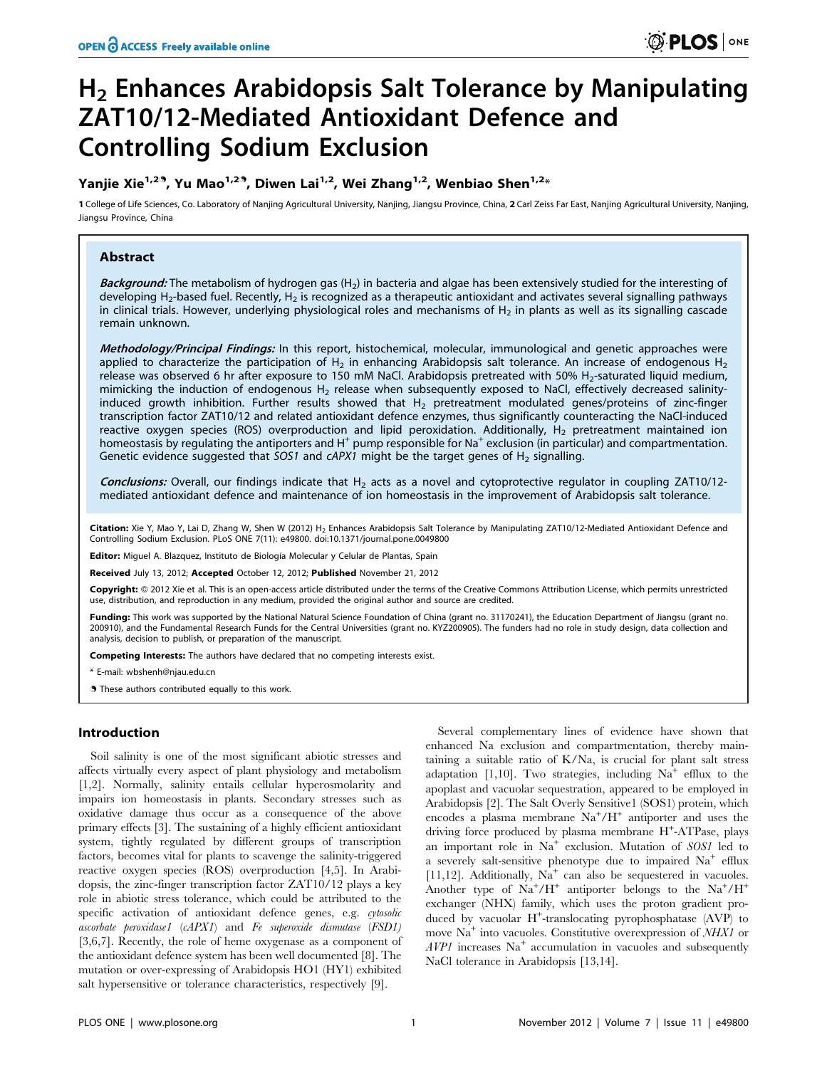# $H_2$ Enhances Arabidopsis Salt Tolerance by Manipulating ZAT10/12-Mediated Antioxidant Defence and Controlling Sodium Exclusion

**Yanjie Xie[1,2¶], Yu Mao[1,2¶], Diwen Lai[1,2], Wei Zhang[1,2], Wenbiao Shen[1,2*]**

1 College of Life Sciences, Co. Laboratory of Nanjing Agricultural University, Nanjing, Jiangsu Province, China, 2 Carl Zeiss Far East, Nanjing Agricultural University, Nanjing, Jiangsu Province, China

## Abstract

***Background:*** The metabolism of hydrogen gas ($H_2$) in bacteria and algae has been extensively studied for the interesting of developing $H_2$-based fuel. Recently, $H_2$ is recognized as a therapeutic antioxidant and activates several signalling pathways in clinical trials. However, underlying physiological roles and mechanisms of $H_2$ in plants as well as its signalling cascade remain unknown.

***Methodology/Principal Findings:*** In this report, histochemical, molecular, immunological and genetic approaches were applied to characterize the participation of $H_2$ in enhancing Arabidopsis salt tolerance. An increase of endogenous $H_2$ release was observed 6 hr after exposure to 150 mM NaCl. Arabidopsis pretreated with 50% $H_2$-saturated liquid medium, mimicking the induction of endogenous $H_2$ release when subsequently exposed to NaCl, effectively decreased salinity-induced growth inhibition. Further results showed that $H_2$ pretreatment modulated genes/proteins of zinc-finger transcription factor ZAT10/12 and related antioxidant defence enzymes, thus significantly counteracting the NaCl-induced reactive oxygen species (ROS) overproduction and lipid peroxidation. Additionally, $H_2$ pretreatment maintained ion homeostasis by regulating the antiporters and $H^+$ pump responsible for $Na^+$ exclusion (in particular) and compartmentation. Genetic evidence suggested that *SOS1* and *cAPX1* might be the target genes of $H_2$ signalling.

***Conclusions:*** Overall, our findings indicate that $H_2$ acts as a novel and cytoprotective regulator in coupling ZAT10/12-mediated antioxidant defence and maintenance of ion homeostasis in the improvement of Arabidopsis salt tolerance.

**Citation:** Xie Y, Mao Y, Lai D, Zhang W, Shen W (2012) $H_2$ Enhances Arabidopsis Salt Tolerance by Manipulating ZAT10/12-Mediated Antioxidant Defence and Controlling Sodium Exclusion. PLoS ONE 7(11): e49800. doi:10.1371/journal.pone.0049800

**Editor:** Miguel A. Blazquez, Instituto de Biología Molecular y Celular de Plantas, Spain

**Received** July 13, 2012; **Accepted** October 12, 2012; **Published** November 21, 2012

**Copyright:** © 2012 Xie et al. This is an open-access article distributed under the terms of the Creative Commons Attribution License, which permits unrestricted use, distribution, and reproduction in any medium, provided the original author and source are credited.

**Funding:** This work was supported by the National Natural Science Foundation of China (grant no. 31170241), the Education Department of Jiangsu (grant no. 200910), and the Fundamental Research Funds for the Central Universities (grant no. KYZ200905). The funders had no role in study design, data collection and analysis, decision to publish, or preparation of the manuscript.

**Competing Interests:** The authors have declared that no competing interests exist.

\* E-mail: wbshenh@njau.edu.cn

¶ These authors contributed equally to this work.

## Introduction

Soil salinity is one of the most significant abiotic stresses and affects virtually every aspect of plant physiology and metabolism [1,2]. Normally, salinity entails cellular hyperosmolarity and impairs ion homeostasis in plants. Secondary stresses such as oxidative damage thus occur as a consequence of the above primary effects [3]. The sustaining of a highly efficient antioxidant system, tightly regulated by different groups of transcription factors, becomes vital for plants to scavenge the salinity-triggered reactive oxygen species (ROS) overproduction [4,5]. In Arabidopsis, the zinc-finger transcription factor ZAT10/12 plays a key role in abiotic stress tolerance, which could be attributed to the specific activation of antioxidant defence genes, e.g. *cytosolic ascorbate peroxidase1* (*cAPX1*) and *Fe superoxide dismutase* (*FSD1*) [3,6,7]. Recently, the role of heme oxygenase as a component of the antioxidant defence system has been well documented [8]. The mutation or over-expressing of Arabidopsis HO1 (HY1) exhibited salt hypersensitive or tolerance characteristics, respectively [9].

Several complementary lines of evidence have shown that enhanced Na exclusion and compartmentation, thereby maintaining a suitable ratio of K/Na, is crucial for plant salt stress adaptation [1,10]. Two strategies, including $Na^+$ efflux to the apoplast and vacuolar sequestration, appeared to be employed in Arabidopsis [2]. The Salt Overly Sensitive1 (SOS1) protein, which encodes a plasma membrane $Na^+/H^+$ antiporter and uses the driving force produced by plasma membrane $H^+$-ATPase, plays an important role in $Na^+$ exclusion. Mutation of *SOS1* led to a severely salt-sensitive phenotype due to impaired $Na^+$ efflux [11,12]. Additionally, $Na^+$ can also be sequestered in vacuoles. Another type of $Na^+/H^+$ antiporter belongs to the $Na^+/H^+$ exchanger (NHX) family, which uses the proton gradient produced by vacuolar $H^+$-translocating pyrophosphatase (AVP) to move $Na^+$ into vacuoles. Constitutive overexpression of *NHX1* or *AVP1* increases $Na^+$ accumulation in vacuoles and subsequently NaCl tolerance in Arabidopsis [13,14].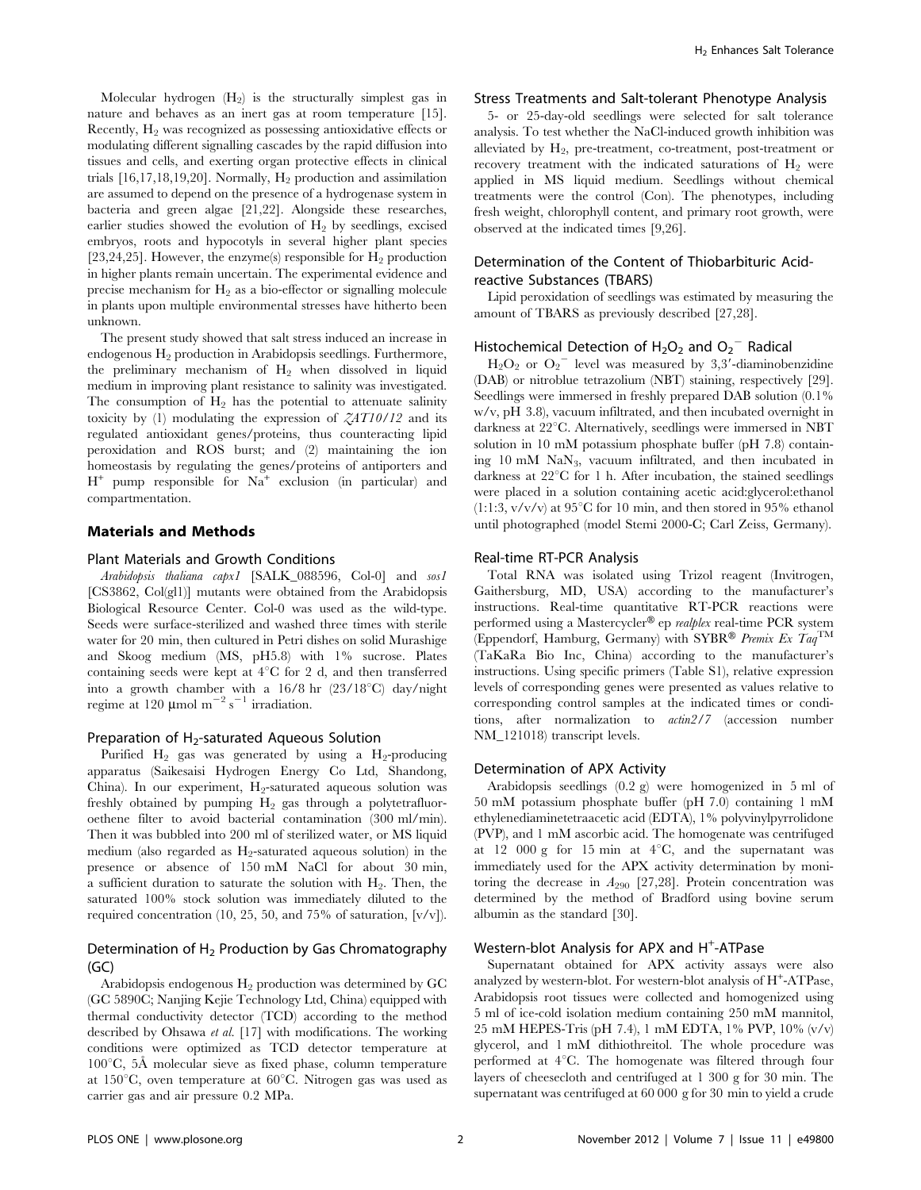Molecular hydrogen ($H_2$) is the structurally simplest gas in nature and behaves as an inert gas at room temperature [15]. Recently, $H_2$ was recognized as possessing antioxidative effects or modulating different signalling cascades by the rapid diffusion into tissues and cells, and exerting organ protective effects in clinical trials [16,17,18,19,20]. Normally, $H_2$ production and assimilation are assumed to depend on the presence of a hydrogenase system in bacteria and green algae [21,22]. Alongside these researches, earlier studies showed the evolution of $H_2$ by seedlings, excised embryos, roots and hypocotyls in several higher plant species [23,24,25]. However, the enzyme(s) responsible for $H_2$ production in higher plants remain uncertain. The experimental evidence and precise mechanism for $H_2$ as a bio-effector or signalling molecule in plants upon multiple environmental stresses have hitherto been unknown.

The present study showed that salt stress induced an increase in endogenous $H_2$ production in Arabidopsis seedlings. Furthermore, the preliminary mechanism of $H_2$ when dissolved in liquid medium in improving plant resistance to salinity was investigated. The consumption of $H_2$ has the potential to attenuate salinity toxicity by (1) modulating the expression of *ZAT10/12* and its regulated antioxidant genes/proteins, thus counteracting lipid peroxidation and ROS burst; and (2) maintaining the ion homeostasis by regulating the genes/proteins of antiporters and $H^+$ pump responsible for $Na^+$ exclusion (in particular) and compartmentation.

## Materials and Methods

### Plant Materials and Growth Conditions

*Arabidopsis thaliana capx1* [SALK_088596, Col-0] and *sos1* [CS3862, Col(gl1)] mutants were obtained from the Arabidopsis Biological Resource Center. Col-0 was used as the wild-type. Seeds were surface-sterilized and washed three times with sterile water for 20 min, then cultured in Petri dishes on solid Murashige and Skoog medium (MS, pH5.8) with 1% sucrose. Plates containing seeds were kept at 4°C for 2 d, and then transferred into a growth chamber with a 16/8 hr (23/18°C) day/night regime at 120 μmol $m^{-2}$ $s^{-1}$ irradiation.

### Preparation of $H_2$-saturated Aqueous Solution

Purified $H_2$ gas was generated by using a $H_2$-producing apparatus (Saikesaisi Hydrogen Energy Co Ltd, Shandong, China). In our experiment, $H_2$-saturated aqueous solution was freshly obtained by pumping $H_2$ gas through a polytetrafluoroethene filter to avoid bacterial contamination (300 ml/min). Then it was bubbled into 200 ml of sterilized water, or MS liquid medium (also regarded as $H_2$-saturated aqueous solution) in the presence or absence of 150 mM NaCl for about 30 min, a sufficient duration to saturate the solution with $H_2$. Then, the saturated 100% stock solution was immediately diluted to the required concentration (10, 25, 50, and 75% of saturation, [v/v]).

### Determination of $H_2$ Production by Gas Chromatography (GC)

Arabidopsis endogenous $H_2$ production was determined by GC (GC 5890C; Nanjing Kejie Technology Ltd, China) equipped with thermal conductivity detector (TCD) according to the method described by Ohsawa *et al.* [17] with modifications. The working conditions were optimized as TCD detector temperature at 100°C, 5Å molecular sieve as fixed phase, column temperature at 150°C, oven temperature at 60°C. Nitrogen gas was used as carrier gas and air pressure 0.2 MPa.

### Stress Treatments and Salt-tolerant Phenotype Analysis

5- or 25-day-old seedlings were selected for salt tolerance analysis. To test whether the NaCl-induced growth inhibition was alleviated by $H_2$, pre-treatment, co-treatment, post-treatment or recovery treatment with the indicated saturations of $H_2$ were applied in MS liquid medium. Seedlings without chemical treatments were the control (Con). The phenotypes, including fresh weight, chlorophyll content, and primary root growth, were observed at the indicated times [9,26].

### Determination of the Content of Thiobarbituric Acid-reactive Substances (TBARS)

Lipid peroxidation of seedlings was estimated by measuring the amount of TBARS as previously described [27,28].

### Histochemical Detection of $H_2O_2$ and $O_2^-$ Radical

$H_2O_2$ or $O_2^-$ level was measured by 3,3′-diaminobenzidine (DAB) or nitroblue tetrazolium (NBT) staining, respectively [29]. Seedlings were immersed in freshly prepared DAB solution (0.1% w/v, pH 3.8), vacuum infiltrated, and then incubated overnight in darkness at 22°C. Alternatively, seedlings were immersed in NBT solution in 10 mM potassium phosphate buffer (pH 7.8) containing 10 mM $NaN_3$, vacuum infiltrated, and then incubated in darkness at 22°C for 1 h. After incubation, the stained seedlings were placed in a solution containing acetic acid:glycerol:ethanol (1:1:3, v/v/v) at 95°C for 10 min, and then stored in 95% ethanol until photographed (model Stemi 2000-C; Carl Zeiss, Germany).

### Real-time RT-PCR Analysis

Total RNA was isolated using Trizol reagent (Invitrogen, Gaithersburg, MD, USA) according to the manufacturer's instructions. Real-time quantitative RT-PCR reactions were performed using a Mastercycler® ep *realplex* real-time PCR system (Eppendorf, Hamburg, Germany) with SYBR® *Premix Ex Taq*™ (TaKaRa Bio Inc, China) according to the manufacturer's instructions. Using specific primers (Table S1), relative expression levels of corresponding genes were presented as values relative to corresponding control samples at the indicated times or conditions, after normalization to *actin2/7* (accession number NM_121018) transcript levels.

### Determination of APX Activity

Arabidopsis seedlings (0.2 g) were homogenized in 5 ml of 50 mM potassium phosphate buffer (pH 7.0) containing 1 mM ethylenediaminetetraacetic acid (EDTA), 1% polyvinylpyrrolidone (PVP), and 1 mM ascorbic acid. The homogenate was centrifuged at 12 000 g for 15 min at 4°C, and the supernatant was immediately used for the APX activity determination by monitoring the decrease in $A_{290}$ [27,28]. Protein concentration was determined by the method of Bradford using bovine serum albumin as the standard [30].

### Western-blot Analysis for APX and $H^+$-ATPase

Supernatant obtained for APX activity assays were also analyzed by western-blot. For western-blot analysis of $H^+$-ATPase, Arabidopsis root tissues were collected and homogenized using 5 ml of ice-cold isolation medium containing 250 mM mannitol, 25 mM HEPES-Tris (pH 7.4), 1 mM EDTA, 1% PVP, 10% (v/v) glycerol, and 1 mM dithiothreitol. The whole procedure was performed at 4°C. The homogenate was filtered through four layers of cheesecloth and centrifuged at 1 300 g for 30 min. The supernatant was centrifuged at 60 000 g for 30 min to yield a crude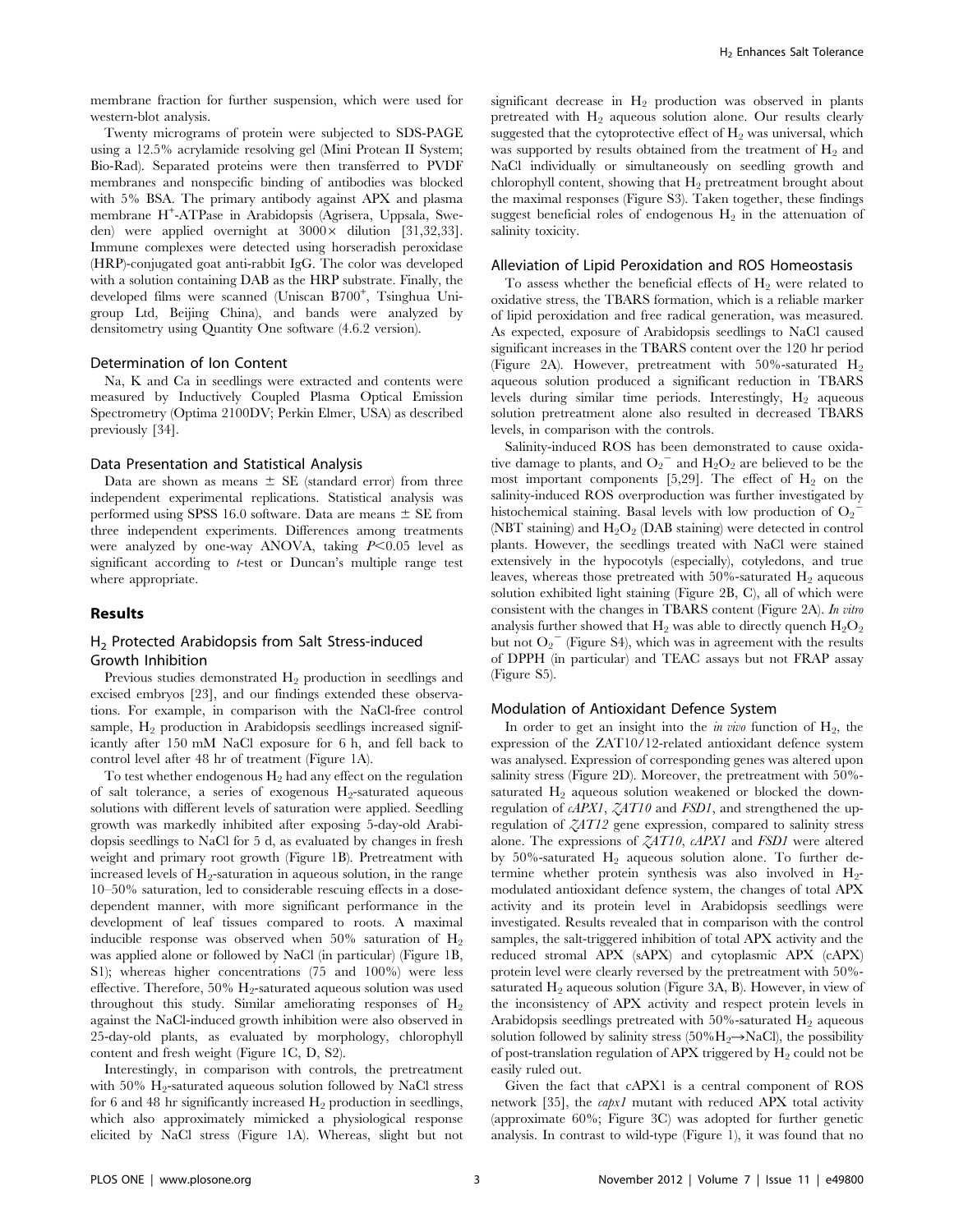membrane fraction for further suspension, which were used for western-blot analysis.

Twenty micrograms of protein were subjected to SDS-PAGE using a 12.5% acrylamide resolving gel (Mini Protean II System; Bio-Rad). Separated proteins were then transferred to PVDF membranes and nonspecific binding of antibodies was blocked with 5% BSA. The primary antibody against APX and plasma membrane $H^+$-ATPase in Arabidopsis (Agrisera, Uppsala, Sweden) were applied overnight at 3000× dilution [31,32,33]. Immune complexes were detected using horseradish peroxidase (HRP)-conjugated goat anti-rabbit IgG. The color was developed with a solution containing DAB as the HRP substrate. Finally, the developed films were scanned (Uniscan B700+, Tsinghua Unigroup Ltd, Beijing China), and bands were analyzed by densitometry using Quantity One software (4.6.2 version).

### Determination of Ion Content

Na, K and Ca in seedlings were extracted and contents were measured by Inductively Coupled Plasma Optical Emission Spectrometry (Optima 2100DV; Perkin Elmer, USA) as described previously [34].

### Data Presentation and Statistical Analysis

Data are shown as means ± SE (standard error) from three independent experimental replications. Statistical analysis was performed using SPSS 16.0 software. Data are means ± SE from three independent experiments. Differences among treatments were analyzed by one-way ANOVA, taking $P<0.05$ level as significant according to *t*-test or Duncan's multiple range test where appropriate.

## Results

### $H_2$ Protected Arabidopsis from Salt Stress-induced Growth Inhibition

Previous studies demonstrated $H_2$ production in seedlings and excised embryos [23], and our findings extended these observations. For example, in comparison with the NaCl-free control sample, $H_2$ production in Arabidopsis seedlings increased significantly after 150 mM NaCl exposure for 6 h, and fell back to control level after 48 hr of treatment (Figure 1A).

To test whether endogenous $H_2$ had any effect on the regulation of salt tolerance, a series of exogenous $H_2$-saturated aqueous solutions with different levels of saturation were applied. Seedling growth was markedly inhibited after exposing 5-day-old Arabidopsis seedlings to NaCl for 5 d, as evaluated by changes in fresh weight and primary root growth (Figure 1B). Pretreatment with increased levels of $H_2$-saturation in aqueous solution, in the range 10–50% saturation, led to considerable rescuing effects in a dose-dependent manner, with more significant performance in the development of leaf tissues compared to roots. A maximal inducible response was observed when 50% saturation of $H_2$ was applied alone or followed by NaCl (in particular) (Figure 1B, S1); whereas higher concentrations (75 and 100%) were less effective. Therefore, 50% $H_2$-saturated aqueous solution was used throughout this study. Similar ameliorating responses of $H_2$ against the NaCl-induced growth inhibition were also observed in 25-day-old plants, as evaluated by morphology, chlorophyll content and fresh weight (Figure 1C, D, S2).

Interestingly, in comparison with controls, the pretreatment with 50% $H_2$-saturated aqueous solution followed by NaCl stress for 6 and 48 hr significantly increased $H_2$ production in seedlings, which also approximately mimicked a physiological response elicited by NaCl stress (Figure 1A). Whereas, slight but not significant decrease in $H_2$ production was observed in plants pretreated with $H_2$ aqueous solution alone. Our results clearly suggested that the cytoprotective effect of $H_2$ was universal, which was supported by results obtained from the treatment of $H_2$ and NaCl individually or simultaneously on seedling growth and chlorophyll content, showing that $H_2$ pretreatment brought about the maximal responses (Figure S3). Taken together, these findings suggest beneficial roles of endogenous $H_2$ in the attenuation of salinity toxicity.

### Alleviation of Lipid Peroxidation and ROS Homeostasis

To assess whether the beneficial effects of $H_2$ were related to oxidative stress, the TBARS formation, which is a reliable marker of lipid peroxidation and free radical generation, was measured. As expected, exposure of Arabidopsis seedlings to NaCl caused significant increases in the TBARS content over the 120 hr period (Figure 2A). However, pretreatment with 50%-saturated $H_2$ aqueous solution produced a significant reduction in TBARS levels during similar time periods. Interestingly, $H_2$ aqueous solution pretreatment alone also resulted in decreased TBARS levels, in comparison with the controls.

Salinity-induced ROS has been demonstrated to cause oxidative damage to plants, and $O_2^-$ and $H_2O_2$ are believed to be the most important components [5,29]. The effect of $H_2$ on the salinity-induced ROS overproduction was further investigated by histochemical staining. Basal levels with low production of $O_2^-$ (NBT staining) and $H_2O_2$ (DAB staining) were detected in control plants. However, the seedlings treated with NaCl were stained extensively in the hypocotyls (especially), cotyledons, and true leaves, whereas those pretreated with 50%-saturated $H_2$ aqueous solution exhibited light staining (Figure 2B, C), all of which were consistent with the changes in TBARS content (Figure 2A). *In vitro* analysis further showed that $H_2$ was able to directly quench $H_2O_2$ but not $O_2^-$ (Figure S4), which was in agreement with the results of DPPH (in particular) and TEAC assays but not FRAP assay (Figure S5).

### Modulation of Antioxidant Defence System

In order to get an insight into the *in vivo* function of $H_2$, the expression of the ZAT10/12-related antioxidant defence system was analysed. Expression of corresponding genes was altered upon salinity stress (Figure 2D). Moreover, the pretreatment with 50%-saturated $H_2$ aqueous solution weakened or blocked the down-regulation of *cAPX1*, *ZAT10* and *FSD1*, and strengthened the up-regulation of *ZAT12* gene expression, compared to salinity stress alone. The expressions of *ZAT10*, *cAPX1* and *FSD1* were altered by 50%-saturated $H_2$ aqueous solution alone. To further determine whether protein synthesis was also involved in $H_2$-modulated antioxidant defence system, the changes of total APX activity and its protein level in Arabidopsis seedlings were investigated. Results revealed that in comparison with the control samples, the salt-triggered inhibition of total APX activity and the reduced stromal APX (sAPX) and cytoplasmic APX (cAPX) protein level were clearly reversed by the pretreatment with 50%-saturated $H_2$ aqueous solution (Figure 3A, B). However, in view of the inconsistency of APX activity and respect protein levels in Arabidopsis seedlings pretreated with 50%-saturated $H_2$ aqueous solution followed by salinity stress (50%$H_2$→NaCl), the possibility of post-translation regulation of APX triggered by $H_2$ could not be easily ruled out.

Given the fact that cAPX1 is a central component of ROS network [35], the *capx1* mutant with reduced APX total activity (approximate 60%; Figure 3C) was adopted for further genetic analysis. In contrast to wild-type (Figure 1), it was found that no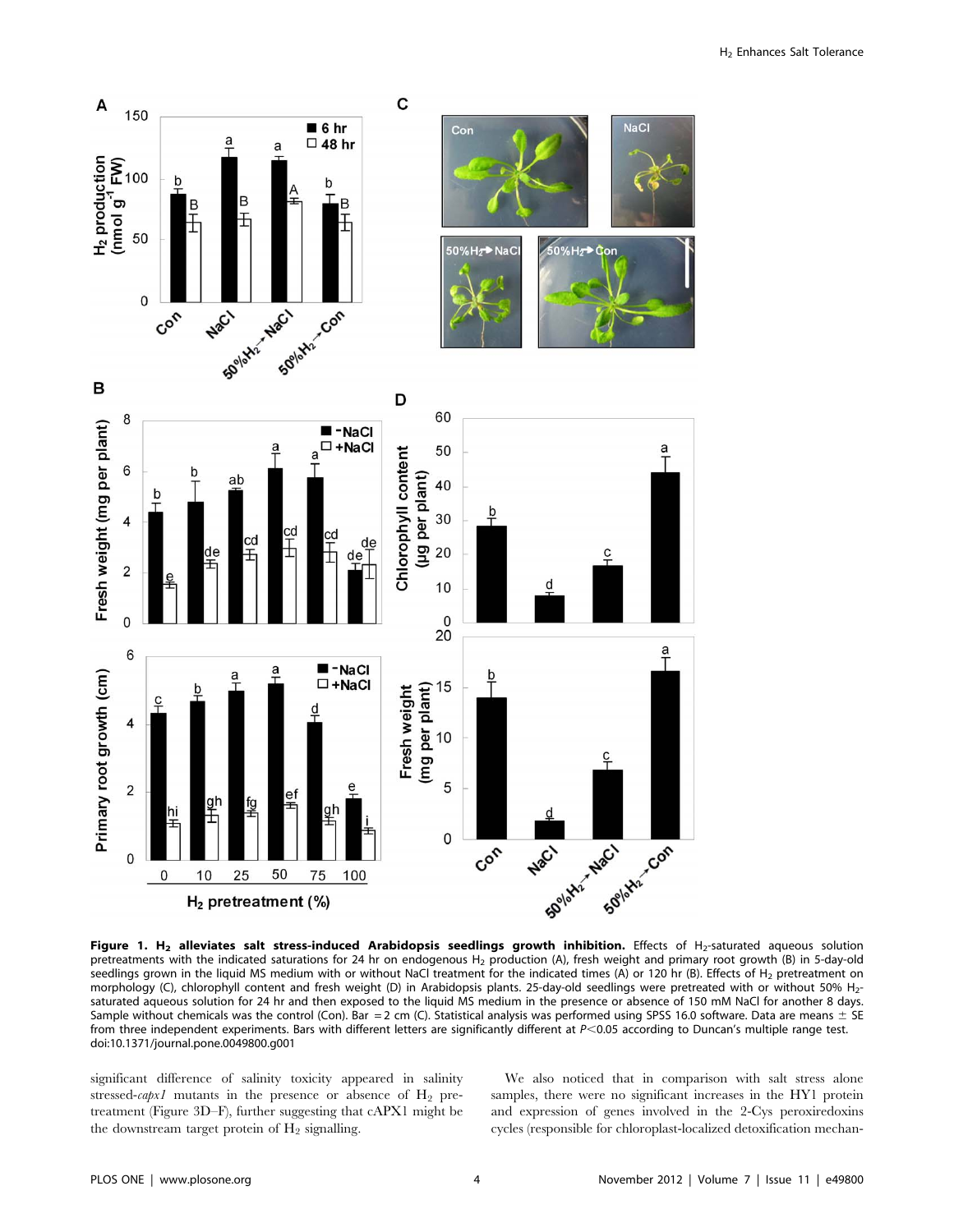**Figure 1. $H_2$ alleviates salt stress-induced Arabidopsis seedlings growth inhibition.** Effects of $H_2$-saturated aqueous solution pretreatments with the indicated saturations for 24 hr on endogenous $H_2$ production (A), fresh weight and primary root growth (B) in 5-day-old seedlings grown in the liquid MS medium with or without NaCl treatment for the indicated times (A) or 120 hr (B). Effects of $H_2$ pretreatment on morphology (C), chlorophyll content and fresh weight (D) in Arabidopsis plants. 25-day-old seedlings were pretreated with or without 50% $H_2$-saturated aqueous solution for 24 hr and then exposed to the liquid MS medium in the presence or absence of 150 mM NaCl for another 8 days. Sample without chemicals was the control (Con). Bar = 2 cm (C). Statistical analysis was performed using SPSS 16.0 software. Data are means ± SE from three independent experiments. Bars with different letters are significantly different at $P<0.05$ according to Duncan's multiple range test.
doi:10.1371/journal.pone.0049800.g001

significant difference of salinity toxicity appeared in salinity stressed-*capx1* mutants in the presence or absence of $H_2$ pretreatment (Figure 3D–F), further suggesting that cAPX1 might be the downstream target protein of $H_2$ signalling.

We also noticed that in comparison with salt stress alone samples, there were no significant increases in the HY1 protein and expression of genes involved in the 2-Cys peroxiredoxins cycles (responsible for chloroplast-localized detoxification mechan-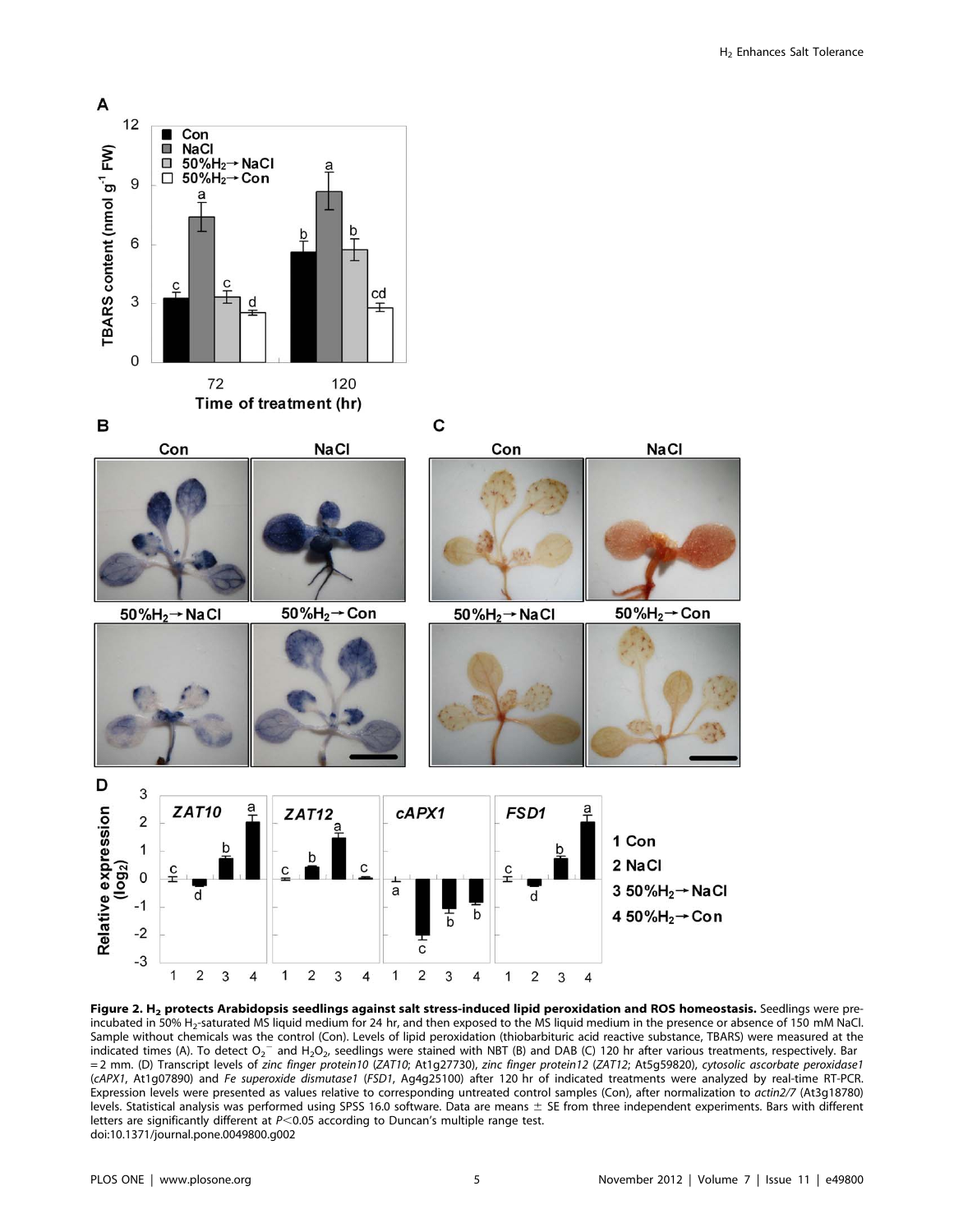**Figure 2. $H_2$ protects Arabidopsis seedlings against salt stress-induced lipid peroxidation and ROS homeostasis.** Seedlings were pre-incubated in 50% $H_2$-saturated MS liquid medium for 24 hr, and then exposed to the MS liquid medium in the presence or absence of 150 mM NaCl. Sample without chemicals was the control (Con). Levels of lipid peroxidation (thiobarbituric acid reactive substance, TBARS) were measured at the indicated times (A). To detect $O_2^-$ and $H_2O_2$, seedlings were stained with NBT (B) and DAB (C) 120 hr after various treatments, respectively. Bar = 2 mm. (D) Transcript levels of *zinc finger protein10* (*ZAT10*; At1g27730), *zinc finger protein12* (*ZAT12*; At5g59820), *cytosolic ascorbate peroxidase1* (*cAPX1*, At1g07890) and *Fe superoxide dismutase1* (*FSD1*, Ag4g25100) after 120 hr of indicated treatments were analyzed by real-time RT-PCR. Expression levels were presented as values relative to corresponding untreated control samples (Con), after normalization to *actin2/7* (At3g18780) levels. Statistical analysis was performed using SPSS 16.0 software. Data are means ± SE from three independent experiments. Bars with different letters are significantly different at $P<0.05$ according to Duncan's multiple range test.
doi:10.1371/journal.pone.0049800.g002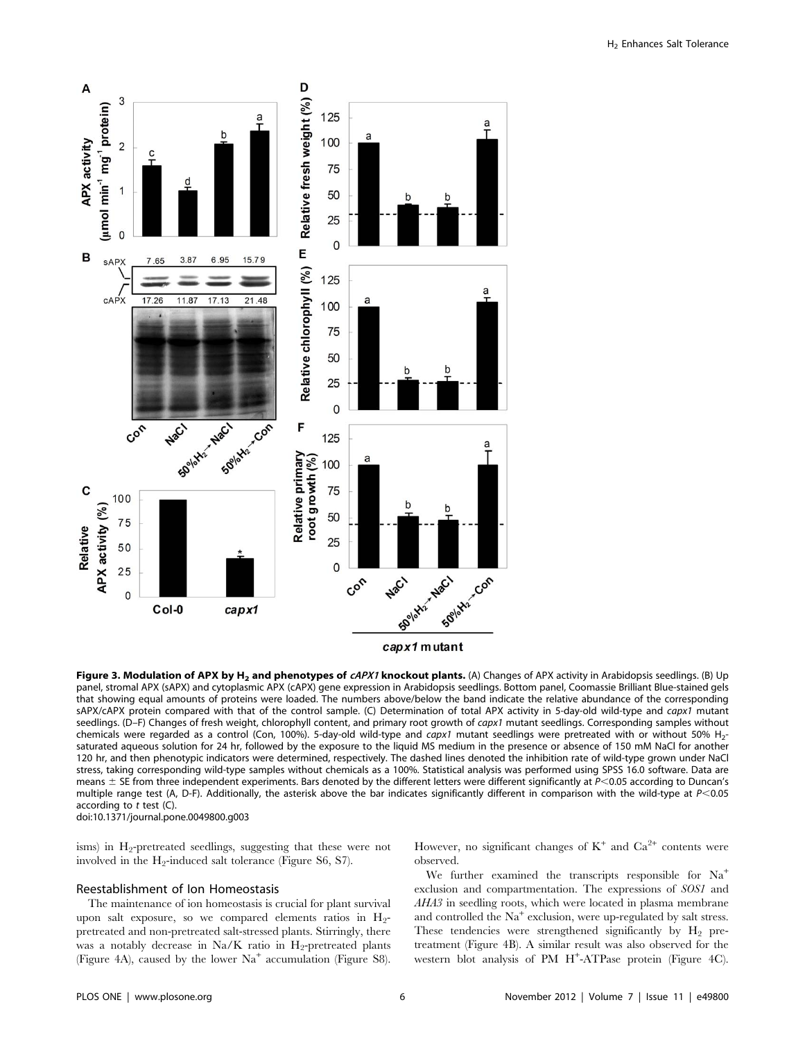**Figure 3. Modulation of APX by $H_2$ and phenotypes of *cAPX1* knockout plants.** (A) Changes of APX activity in Arabidopsis seedlings. (B) Up panel, stromal APX (sAPX) and cytoplasmic APX (cAPX) gene expression in Arabidopsis seedlings. Bottom panel, Coomassie Brilliant Blue-stained gels that showing equal amounts of proteins were loaded. The numbers above/below the band indicate the relative abundance of the corresponding sAPX/cAPX protein compared with that of the control sample. (C) Determination of total APX activity in 5-day-old wild-type and *capx1* mutant seedlings. (D–F) Changes of fresh weight, chlorophyll content, and primary root growth of *capx1* mutant seedlings. Corresponding samples without chemicals were regarded as a control (Con, 100%). 5-day-old wild-type and *capx1* mutant seedlings were pretreated with or without 50% $H_2$-saturated aqueous solution for 24 hr, followed by the exposure to the liquid MS medium in the presence or absence of 150 mM NaCl for another 120 hr, and then phenotypic indicators were determined, respectively. The dashed lines denoted the inhibition rate of wild-type grown under NaCl stress, taking corresponding wild-type samples without chemicals as a 100%. Statistical analysis was performed using SPSS 16.0 software. Data are means ± SE from three independent experiments. Bars denoted by the different letters were different significantly at $P<0.05$ according to Duncan's multiple range test (A, D-F). Additionally, the asterisk above the bar indicates significantly different in comparison with the wild-type at $P<0.05$ according to *t* test (C).
doi:10.1371/journal.pone.0049800.g003

isms) in $H_2$-pretreated seedlings, suggesting that these were not involved in the $H_2$-induced salt tolerance (Figure S6, S7).

## Reestablishment of Ion Homeostasis

The maintenance of ion homeostasis is crucial for plant survival upon salt exposure, so we compared elements ratios in $H_2$-pretreated and non-pretreated salt-stressed plants. Stirringly, there was a notably decrease in Na/K ratio in $H_2$-pretreated plants (Figure 4A), caused by the lower $Na^+$ accumulation (Figure S8). However, no significant changes of $K^+$ and $Ca^{2+}$ contents were observed.

We further examined the transcripts responsible for $Na^+$ exclusion and compartmentation. The expressions of *SOS1* and *AHA3* in seedling roots, which were located in plasma membrane and controlled the $Na^+$ exclusion, were up-regulated by salt stress. These tendencies were strengthened significantly by $H_2$ pretreatment (Figure 4B). A similar result was also observed for the western blot analysis of PM $H^+$-ATPase protein (Figure 4C).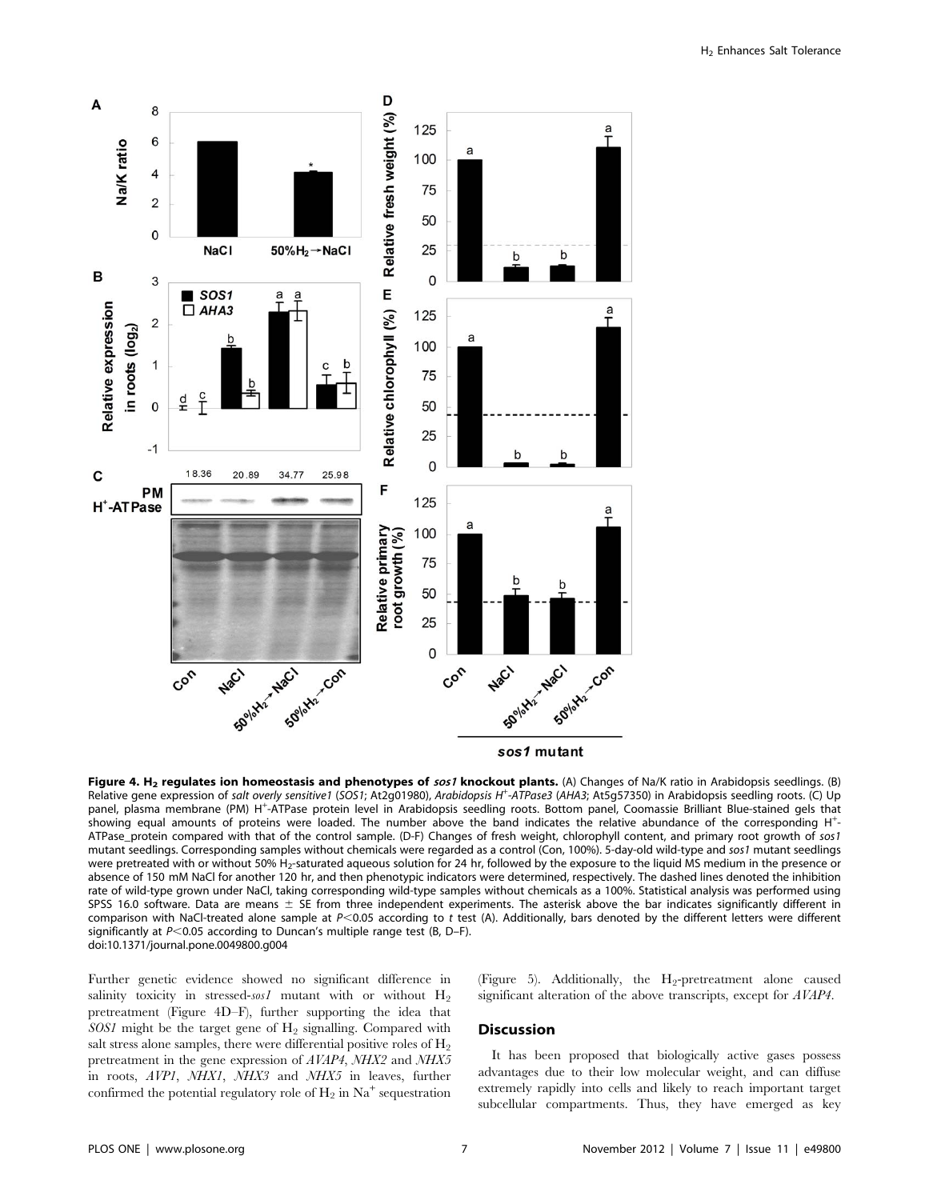**Figure 4. $H_2$ regulates ion homeostasis and phenotypes of *sos1* knockout plants.** (A) Changes of Na/K ratio in Arabidopsis seedlings. (B) Relative gene expression of *salt overly sensitive1* (*SOS1*; At2g01980), *Arabidopsis H$^+$-ATPase3* (*AHA3*; At5g57350) in Arabidopsis seedling roots. (C) Up panel, plasma membrane (PM) H$^+$-ATPase protein level in Arabidopsis seedling roots. Bottom panel, Coomassie Brilliant Blue-stained gels that showing equal amounts of proteins were loaded. The number above the band indicates the relative abundance of the corresponding H$^+$-ATPase_protein compared with that of the control sample. (D-F) Changes of fresh weight, chlorophyll content, and primary root growth of *sos1* mutant seedlings. Corresponding samples without chemicals were regarded as a control (Con, 100%). 5-day-old wild-type and *sos1* mutant seedlings were pretreated with or without 50% $H_2$-saturated aqueous solution for 24 hr, followed by the exposure to the liquid MS medium in the presence or absence of 150 mM NaCl for another 120 hr, and then phenotypic indicators were determined, respectively. The dashed lines denoted the inhibition rate of wild-type grown under NaCl, taking corresponding wild-type samples without chemicals as a 100%. Statistical analysis was performed using SPSS 16.0 software. Data are means ± SE from three independent experiments. The asterisk above the bar indicates significantly different in comparison with NaCl-treated alone sample at $P<0.05$ according to *t* test (A). Additionally, bars denoted by the different letters were different significantly at $P<0.05$ according to Duncan's multiple range test (B, D–F).
doi:10.1371/journal.pone.0049800.g004

Further genetic evidence showed no significant difference in salinity toxicity in stressed-*sos1* mutant with or without $H_2$ pretreatment (Figure 4D–F), further supporting the idea that *SOS1* might be the target gene of $H_2$ signalling. Compared with salt stress alone samples, there were differential positive roles of $H_2$ pretreatment in the gene expression of *AVAP4*, *NHX2* and *NHX5* in roots, *AVP1*, *NHX1*, *NHX3* and *NHX5* in leaves, further confirmed the potential regulatory role of $H_2$ in $Na^+$ sequestration (Figure 5). Additionally, the $H_2$-pretreatment alone caused significant alteration of the above transcripts, except for *AVAP4*.

## Discussion

It has been proposed that biologically active gases possess advantages due to their low molecular weight, and can diffuse extremely rapidly into cells and likely to reach important target subcellular compartments. Thus, they have emerged as key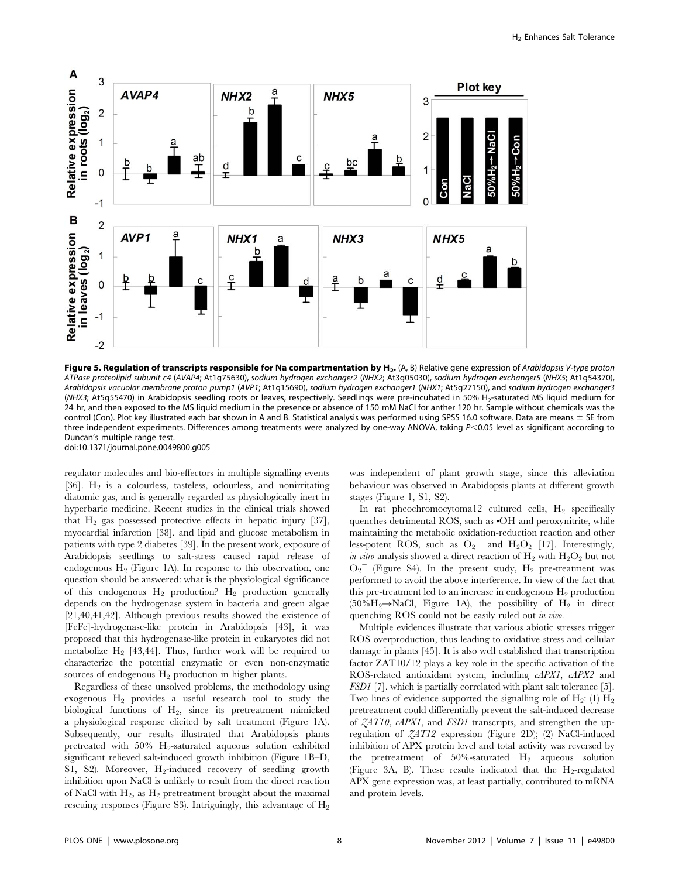**Figure 5. Regulation of transcripts responsible for Na compartmentation by $H_2$.** (A, B) Relative gene expression of *Arabidopsis V-type proton ATPase proteolipid subunit c4* (*AVAP4*; At1g75630), *sodium hydrogen exchanger2* (*NHX2*; At3g05030), *sodium hydrogen exchanger5* (*NHX5*; At1g54370), *Arabidopsis vacuolar membrane proton pump1* (*AVP1*; At1g15690), *sodium hydrogen exchanger1* (*NHX1*; At5g27150), and *sodium hydrogen exchanger3* (*NHX3*; At5g55470) in Arabidopsis seedling roots or leaves, respectively. Seedlings were pre-incubated in 50% $H_2$-saturated MS liquid medium for 24 hr, and then exposed to the MS liquid medium in the presence or absence of 150 mM NaCl for anther 120 hr. Sample without chemicals was the control (Con). Plot key illustrated each bar shown in A and B. Statistical analysis was performed using SPSS 16.0 software. Data are means ± SE from three independent experiments. Differences among treatments were analyzed by one-way ANOVA, taking $P<0.05$ level as significant according to Duncan's multiple range test.
doi:10.1371/journal.pone.0049800.g005

regulator molecules and bio-effectors in multiple signalling events [36]. $H_2$ is a colourless, tasteless, odourless, and nonirritating diatomic gas, and is generally regarded as physiologically inert in hyperbaric medicine. Recent studies in the clinical trials showed that $H_2$ gas possessed protective effects in hepatic injury [37], myocardial infarction [38], and lipid and glucose metabolism in patients with type 2 diabetes [39]. In the present work, exposure of Arabidopsis seedlings to salt-stress caused rapid release of endogenous $H_2$ (Figure 1A). In response to this observation, one question should be answered: what is the physiological significance of this endogenous $H_2$ production? $H_2$ production generally depends on the hydrogenase system in bacteria and green algae [21,40,41,42]. Although previous results showed the existence of [FeFe]-hydrogenase-like protein in Arabidopsis [43], it was proposed that this hydrogenase-like protein in eukaryotes did not metabolize $H_2$ [43,44]. Thus, further work will be required to characterize the potential enzymatic or even non-enzymatic sources of endogenous $H_2$ production in higher plants.

Regardless of these unsolved problems, the methodology using exogenous $H_2$ provides a useful research tool to study the biological functions of $H_2$, since its pretreatment mimicked a physiological response elicited by salt treatment (Figure 1A). Subsequently, our results illustrated that Arabidopsis plants pretreated with 50% $H_2$-saturated aqueous solution exhibited significant relieved salt-induced growth inhibition (Figure 1B–D, S1, S2). Moreover, $H_2$-induced recovery of seedling growth inhibition upon NaCl is unlikely to result from the direct reaction of NaCl with $H_2$, as $H_2$ pretreatment brought about the maximal rescuing responses (Figure S3). Intriguingly, this advantage of $H_2$ was independent of plant growth stage, since this alleviation behaviour was observed in Arabidopsis plants at different growth stages (Figure 1, S1, S2).

In rat pheochromocytoma12 cultured cells, $H_2$ specifically quenches detrimental ROS, such as •OH and peroxynitrite, while maintaining the metabolic oxidation-reduction reaction and other less-potent ROS, such as $O_2^-$ and $H_2O_2$ [17]. Interestingly, *in vitro* analysis showed a direct reaction of $H_2$ with $H_2O_2$ but not $O_2^-$ (Figure S4). In the present study, $H_2$ pre-treatment was performed to avoid the above interference. In view of the fact that this pre-treatment led to an increase in endogenous $H_2$ production ($50\%H_2 \rightarrow NaCl$, Figure 1A), the possibility of $H_2$ in direct quenching ROS could not be easily ruled out *in vivo*.

Multiple evidences illustrate that various abiotic stresses trigger ROS overproduction, thus leading to oxidative stress and cellular damage in plants [45]. It is also well established that transcription factor ZAT10/12 plays a key role in the specific activation of the ROS-related antioxidant system, including *cAPX1*, *cAPX2* and *FSD1* [7], which is partially correlated with plant salt tolerance [5]. Two lines of evidence supported the signalling role of $H_2$: (1) $H_2$ pretreatment could differentially prevent the salt-induced decrease of *ZAT10*, *cAPX1*, and *FSD1* transcripts, and strengthen the up-regulation of *ZAT12* expression (Figure 2D); (2) NaCl-induced inhibition of APX protein level and total activity was reversed by the pretreatment of 50%-saturated $H_2$ aqueous solution (Figure 3A, B). These results indicated that the $H_2$-regulated APX gene expression was, at least partially, contributed to mRNA and protein levels.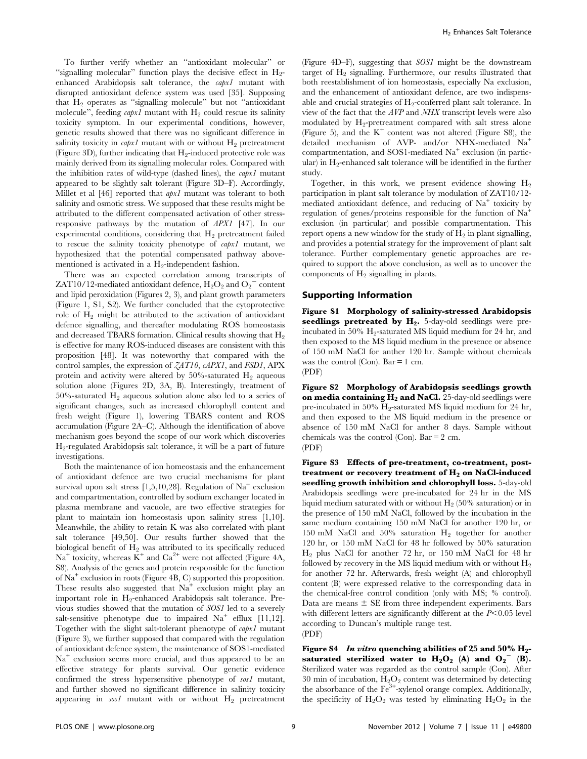To further verify whether an "antioxidant molecular" or "signalling molecular" function plays the decisive effect in $H_2$-enhanced Arabidopsis salt tolerance, the *capx1* mutant with disrupted antioxidant defence system was used [35]. Supposing that $H_2$ operates as "signalling molecule" but not "antioxidant molecule", feeding *capx1* mutant with $H_2$ could rescue its salinity toxicity symptom. In our experimental conditions, however, genetic results showed that there was no significant difference in salinity toxicity in *capx1* mutant with or without $H_2$ pretreatment (Figure 3D), further indicating that $H_2$-induced protective role was mainly derived from its signalling molecular roles. Compared with the inhibition rates of wild-type (dashed lines), the *capx1* mutant appeared to be slightly salt tolerant (Figure 3D–F). Accordingly, Millet et al [46] reported that *apx1* mutant was tolerant to both salinity and osmotic stress. We supposed that these results might be attributed to the different compensated activation of other stress-responsive pathways by the mutation of *APX1* [47]. In our experimental conditions, considering that $H_2$ pretreatment failed to rescue the salinity toxicity phenotype of *capx1* mutant, we hypothesized that the potential compensated pathway above-mentioned is activated in a $H_2$-independent fashion.

There was an expected correlation among transcripts of ZAT10/12-mediated antioxidant defence, $H_2O_2$ and $O_2^{\cdot-}$ content and lipid peroxidation (Figures 2, 3), and plant growth parameters (Figure 1, S1, S2). We further concluded that the cytoprotective role of $H_2$ might be attributed to the activation of antioxidant defence signalling, and thereafter modulating ROS homeostasis and decreased TBARS formation. Clinical results showing that $H_2$ is effective for many ROS-induced diseases are consistent with this proposition [48]. It was noteworthy that compared with the control samples, the expression of *ZAT10*, *cAPX1*, and *FSD1*, APX protein and activity were altered by 50%-saturated $H_2$ aqueous solution alone (Figures 2D, 3A, B). Interestingly, treatment of 50%-saturated $H_2$ aqueous solution alone also led to a series of significant changes, such as increased chlorophyll content and fresh weight (Figure 1), lowering TBARS content and ROS accumulation (Figure 2A–C). Although the identification of above mechanism goes beyond the scope of our work which discoveries $H_2$-regulated Arabidopsis salt tolerance, it will be a part of future investigations.

Both the maintenance of ion homeostasis and the enhancement of antioxidant defence are two crucial mechanisms for plant survival upon salt stress [1,5,10,28]. Regulation of $Na^+$ exclusion and compartmentation, controlled by sodium exchanger located in plasma membrane and vacuole, are two effective strategies for plant to maintain ion homeostasis upon salinity stress [1,10]. Meanwhile, the ability to retain K was also correlated with plant salt tolerance [49,50]. Our results further showed that the biological benefit of $H_2$ was attributed to its specifically reduced $Na^+$ toxicity, whereas $K^+$ and $Ca^{2+}$ were not affected (Figure 4A, S8). Analysis of the genes and protein responsible for the function of $Na^+$ exclusion in roots (Figure 4B, C) supported this proposition. These results also suggested that $Na^+$ exclusion might play an important role in $H_2$-enhanced Arabidopsis salt tolerance. Previous studies showed that the mutation of *SOS1* led to a severely salt-sensitive phenotype due to impaired $Na^+$ efflux [11,12]. Together with the slight salt-tolerant phenotype of *capx1* mutant (Figure 3), we further supposed that compared with the regulation of antioxidant defence system, the maintenance of SOS1-mediated $Na^+$ exclusion seems more crucial, and thus appeared to be an effective strategy for plants survival. Our genetic evidence confirmed the stress hypersensitive phenotype of *sos1* mutant, and further showed no significant difference in salinity toxicity appearing in *sos1* mutant with or without $H_2$ pretreatment (Figure 4D–F), suggesting that *SOS1* might be the downstream target of $H_2$ signalling. Furthermore, our results illustrated that both reestablishment of ion homeostasis, especially Na exclusion, and the enhancement of antioxidant defence, are two indispensable and crucial strategies of $H_2$-conferred plant salt tolerance. In view of the fact that the *AVP* and *NHX* transcript levels were also modulated by $H_2$-pretreatment compared with salt stress alone (Figure 5), and the $K^+$ content was not altered (Figure S8), the detailed mechanism of AVP- and/or NHX-mediated $Na^+$ compartmentation, and SOS1-mediated $Na^+$ exclusion (in particular) in $H_2$-enhanced salt tolerance will be identified in the further study.

Together, in this work, we present evidence showing $H_2$ participation in plant salt tolerance by modulation of ZAT10/12-mediated antioxidant defence, and reducing of $Na^+$ toxicity by regulation of genes/proteins responsible for the function of $Na^+$ exclusion (in particular) and possible compartmentation. This report opens a new window for the study of $H_2$ in plant signalling, and provides a potential strategy for the improvement of plant salt tolerance. Further complementary genetic approaches are required to support the above conclusion, as well as to uncover the components of $H_2$ signalling in plants.

## Supporting Information

**Figure S1 Morphology of salinity-stressed Arabidopsis seedlings pretreated by $H_2$.** 5-day-old seedlings were pre-incubated in 50% $H_2$-saturated MS liquid medium for 24 hr, and then exposed to the MS liquid medium in the presence or absence of 150 mM NaCl for anther 120 hr. Sample without chemicals was the control (Con). Bar = 1 cm.
(PDF)

**Figure S2 Morphology of Arabidopsis seedlings growth on media containing $H_2$ and NaCl.** 25-day-old seedlings were pre-incubated in 50% $H_2$-saturated MS liquid medium for 24 hr, and then exposed to the MS liquid medium in the presence or absence of 150 mM NaCl for anther 8 days. Sample without chemicals was the control (Con). Bar = 2 cm.
(PDF)

**Figure S3 Effects of pre-treatment, co-treatment, post-treatment or recovery treatment of $H_2$ on NaCl-induced seedling growth inhibition and chlorophyll loss.** 5-day-old Arabidopsis seedlings were pre-incubated for 24 hr in the MS liquid medium saturated with or without $H_2$ (50% saturation) or in the presence of 150 mM NaCl, followed by the incubation in the same medium containing 150 mM NaCl for another 120 hr, or 150 mM NaCl and 50% saturation $H_2$ together for another 120 hr, or 150 mM NaCl for 48 hr followed by 50% saturation $H_2$ plus NaCl for another 72 hr, or 150 mM NaCl for 48 hr followed by recovery in the MS liquid medium with or without $H_2$ for another 72 hr. Afterwards, fresh weight (A) and chlorophyll content (B) were expressed relative to the corresponding data in the chemical-free control condition (only with MS; % control). Data are means ± SE from three independent experiments. Bars with different letters are significantly different at the $P<0.05$ level according to Duncan's multiple range test.
(PDF)

**Figure S4 *In vitro* quenching abilities of 25 and 50% $H_2$-saturated sterilized water to $H_2O_2$ (A) and $O_2^{\cdot-}$ (B).** Sterilized water was regarded as the control sample (Con). After 30 min of incubation, $H_2O_2$ content was determined by detecting the absorbance of the $Fe^{3+}$-xylenol orange complex. Additionally, the specificity of $H_2O_2$ was tested by eliminating $H_2O_2$ in the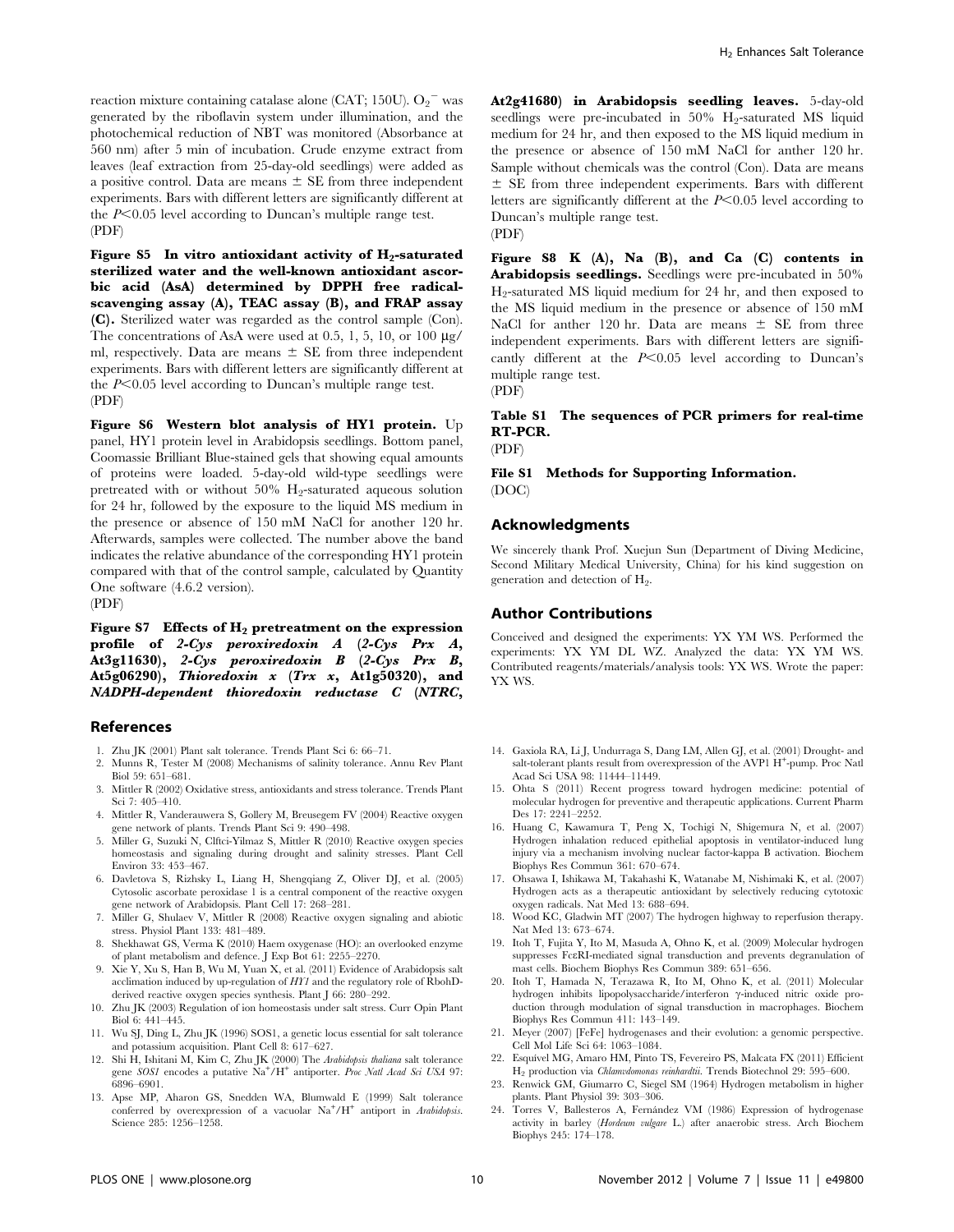reaction mixture containing catalase alone (CAT; 150U). $O_2^-$ was generated by the riboflavin system under illumination, and the photochemical reduction of NBT was monitored (Absorbance at 560 nm) after 5 min of incubation. Crude enzyme extract from leaves (leaf extraction from 25-day-old seedlings) were added as a positive control. Data are means ± SE from three independent experiments. Bars with different letters are significantly different at the $P<0.05$ level according to Duncan's multiple range test.
(PDF)

**Figure S5 In vitro antioxidant activity of $H_2$-saturated sterilized water and the well-known antioxidant ascorbic acid (AsA) determined by DPPH free radical-scavenging assay (A), TEAC assay (B), and FRAP assay (C).** Sterilized water was regarded as the control sample (Con). The concentrations of AsA were used at 0.5, 1, 5, 10, or 100 μg/ml, respectively. Data are means ± SE from three independent experiments. Bars with different letters are significantly different at the $P<0.05$ level according to Duncan's multiple range test.
(PDF)

**Figure S6 Western blot analysis of HY1 protein.** Up panel, HY1 protein level in Arabidopsis seedlings. Bottom panel, Coomassie Brilliant Blue-stained gels that showing equal amounts of proteins were loaded. 5-day-old wild-type seedlings were pretreated with or without 50% $H_2$-saturated aqueous solution for 24 hr, followed by the exposure to the liquid MS medium in the presence or absence of 150 mM NaCl for another 120 hr. Afterwards, samples were collected. The number above the band indicates the relative abundance of the corresponding HY1 protein compared with that of the control sample, calculated by Quantity One software (4.6.2 version).
(PDF)

**Figure S7 Effects of $H_2$ pretreatment on the expression profile of *2-Cys peroxiredoxin A* (*2-Cys Prx A*, At3g11630), *2-Cys peroxiredoxin B* (*2-Cys Prx B*, At5g06290), *Thioredoxin x* (*Trx x*, At1g50320), and *NADPH-dependent thioredoxin reductase C* (*NTRC*, At2g41680) in Arabidopsis seedling leaves.** 5-day-old seedlings were pre-incubated in 50% $H_2$-saturated MS liquid medium for 24 hr, and then exposed to the MS liquid medium in the presence or absence of 150 mM NaCl for anther 120 hr. Sample without chemicals was the control (Con). Data are means ± SE from three independent experiments. Bars with different letters are significantly different at the $P<0.05$ level according to Duncan's multiple range test.
(PDF)

**Figure S8 K (A), Na (B), and Ca (C) contents in Arabidopsis seedlings.** Seedlings were pre-incubated in 50% $H_2$-saturated MS liquid medium for 24 hr, and then exposed to the MS liquid medium in the presence or absence of 150 mM NaCl for anther 120 hr. Data are means ± SE from three independent experiments. Bars with different letters are significantly different at the $P<0.05$ level according to Duncan's multiple range test.
(PDF)

**Table S1 The sequences of PCR primers for real-time RT-PCR.**
(PDF)

**File S1 Methods for Supporting Information.**
(DOC)

## Acknowledgments

We sincerely thank Prof. Xuejun Sun (Department of Diving Medicine, Second Military Medical University, China) for his kind suggestion on generation and detection of $H_2$.

## Author Contributions

Conceived and designed the experiments: YX YM WS. Performed the experiments: YX YM DL WZ. Analyzed the data: YX YM WS. Contributed reagents/materials/analysis tools: YX WS. Wrote the paper: YX WS.

## References

1. Zhu JK (2001) Plant salt tolerance. Trends Plant Sci 6: 66–71.
2. Munns R, Tester M (2008) Mechanisms of salinity tolerance. Annu Rev Plant Biol 59: 651–681.
3. Mittler R (2002) Oxidative stress, antioxidants and stress tolerance. Trends Plant Sci 7: 405–410.
4. Mittler R, Vanderauwera S, Gollery M, Breusegem FV (2004) Reactive oxygen gene network of plants. Trends Plant Sci 9: 490–498.
5. Miller G, Suzuki N, Clfrci-Yilmaz S, Mittler R (2010) Reactive oxygen species homeostasis and signaling during drought and salinity stresses. Plant Cell Environ 33: 453–467.
6. Davletova S, Rizhsky L, Liang H, Shengqiang Z, Oliver DJ, et al. (2005) Cytosolic ascorbate peroxidase 1 is a central component of the reactive oxygen gene network of Arabidopsis. Plant Cell 17: 268–281.
7. Miller G, Shulaev V, Mittler R (2008) Reactive oxygen signaling and abiotic stress. Physiol Plant 133: 481–489.
8. Shekhawat GS, Verma K (2010) Haem oxygenase (HO): an overlooked enzyme of plant metabolism and defence. J Exp Bot 61: 2255–2270.
9. Xie Y, Xu S, Han B, Wu M, Yuan X, et al. (2011) Evidence of Arabidopsis salt acclimation induced by up-regulation of *HY1* and the regulatory role of RbohD-derived reactive oxygen species synthesis. Plant J 66: 280–292.
10. Zhu JK (2003) Regulation of ion homeostasis under salt stress. Curr Opin Plant Biol 6: 441–445.
11. Wu SJ, Ding L, Zhu JK (1996) SOS1, a genetic locus essential for salt tolerance and potassium acquisition. Plant Cell 8: 617–627.
12. Shi H, Ishitani M, Kim C, Zhu JK (2000) The *Arabidopsis thaliana* salt tolerance gene *SOS1* encodes a putative $Na^+/H^+$ antiporter. *Proc Natl Acad Sci USA* 97: 6896–6901.
13. Apse MP, Aharon GS, Snedden WA, Blumwald E (1999) Salt tolerance conferred by overexpression of a vacuolar $Na^+/H^+$ antiport in *Arabidopsis*. Science 285: 1256–1258.
14. Gaxiola RA, Li J, Undurraga S, Dang LM, Allen GJ, et al. (2001) Drought- and salt-tolerant plants result from overexpression of the AVP1 $H^+$-pump. Proc Natl Acad Sci USA 98: 11444–11449.
15. Ohta S (2011) Recent progress toward hydrogen medicine: potential of molecular hydrogen for preventive and therapeutic applications. Current Pharm Des 17: 2241–2252.
16. Huang C, Kawamura T, Peng X, Tochigi N, Shigemura N, et al. (2007) Hydrogen inhalation reduced epithelial apoptosis in ventilator-induced lung injury via a mechanism involving nuclear factor-kappa B activation. Biochem Biophys Res Commun 361: 670–674.
17. Ohsawa I, Ishikawa M, Takahashi K, Watanabe M, Nishimaki K, et al. (2007) Hydrogen acts as a therapeutic antioxidant by selectively reducing cytotoxic oxygen radicals. Nat Med 13: 688–694.
18. Wood KC, Gladwin MT (2007) The hydrogen highway to reperfusion therapy. Nat Med 13: 673–674.
19. Itoh T, Fujita Y, Ito M, Masuda A, Ohno K, et al. (2009) Molecular hydrogen suppresses FcεRI-mediated signal transduction and prevents degranulation of mast cells. Biochem Biophys Res Commun 389: 651–656.
20. Itoh T, Hamada N, Terazawa R, Ito M, Ohno K, et al. (2011) Molecular hydrogen inhibits lipopolysaccharide/interferon γ-induced nitric oxide production through modulation of signal transduction in macrophages. Biochem Biophys Res Commun 411: 143–149.
21. Meyer (2007) [FeFe] hydrogenases and their evolution: a genomic perspective. Cell Mol Life Sci 64: 1063–1084.
22. Esquivel MG, Amaro HM, Pinto TS, Fevereiro PS, Malcata FX (2011) Efficient $H_2$ production via *Chlamydomonas reinhardtii*. Trends Biotechnol 29: 595–600.
23. Renwick GM, Giumarro C, Siegel SM (1964) Hydrogen metabolism in higher plants. Plant Physiol 39: 303–306.
24. Torres V, Ballesteros A, Fernández VM (1986) Expression of hydrogenase activity in barley (*Hordeum vulgare* L.) after anaerobic stress. Arch Biochem Biophys 245: 174–178.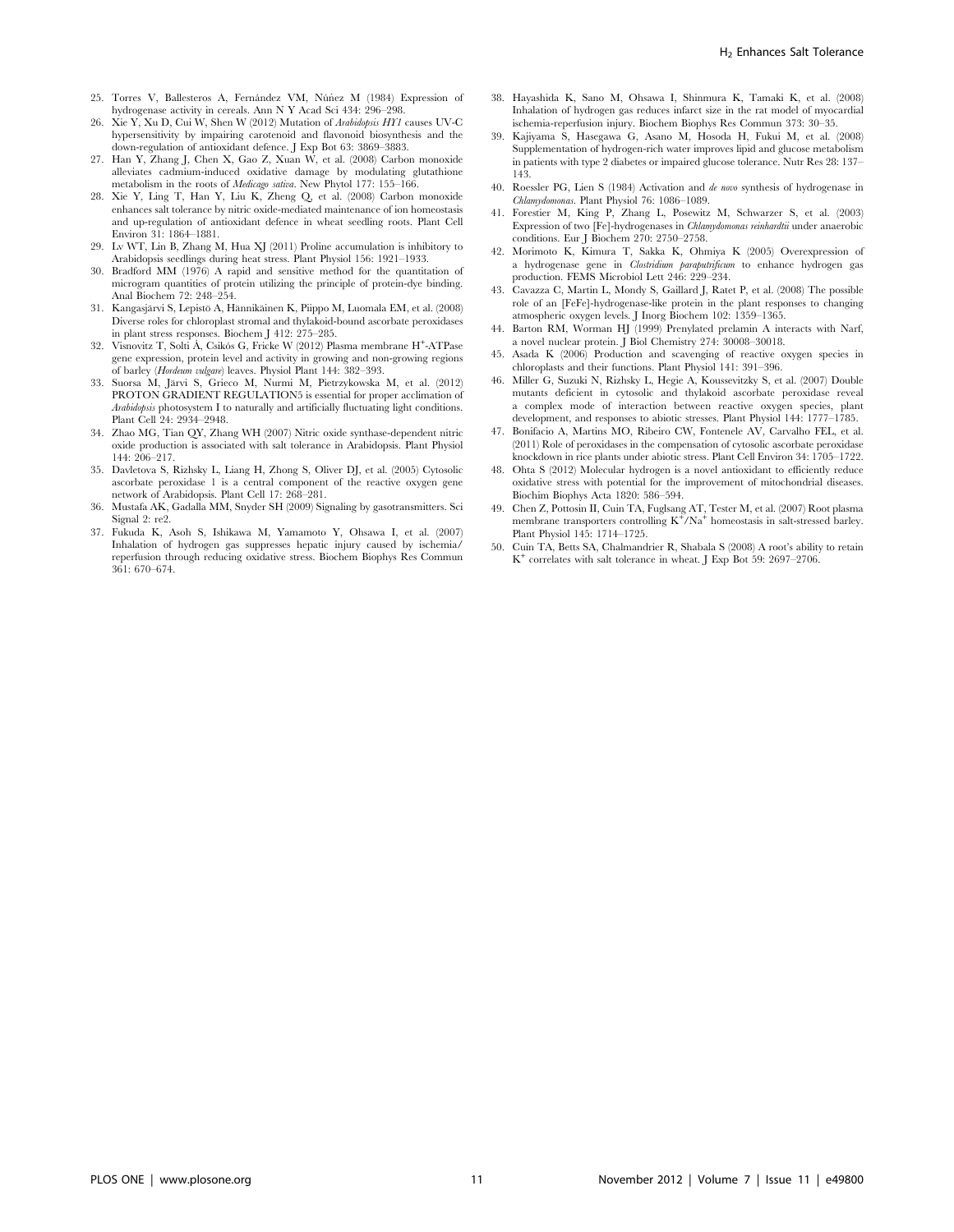25. Torres V, Ballesteros A, Fernández VM, Núñez M (1984) Expression of hydrogenase activity in cereals. Ann N Y Acad Sci 434: 296–298.
26. Xie Y, Xu D, Cui W, Shen W (2012) Mutation of *Arabidopsis HY1* causes UV-C hypersensitivity by impairing carotenoid and flavonoid biosynthesis and the down-regulation of antioxidant defence. J Exp Bot 63: 3869–3883.
27. Han Y, Zhang J, Chen X, Gao Z, Xuan W, et al. (2008) Carbon monoxide alleviates cadmium-induced oxidative damage by modulating glutathione metabolism in the roots of *Medicago sativa*. New Phytol 177: 155–166.
28. Xie Y, Ling T, Han Y, Liu K, Zheng Q, et al. (2008) Carbon monoxide enhances salt tolerance by nitric oxide-mediated maintenance of ion homeostasis and up-regulation of antioxidant defence in wheat seedling roots. Plant Cell Environ 31: 1864–1881.
29. Lv WT, Lin B, Zhang M, Hua XJ (2011) Proline accumulation is inhibitory to Arabidopsis seedlings during heat stress. Plant Physiol 156: 1921–1933.
30. Bradford MM (1976) A rapid and sensitive method for the quantitation of microgram quantities of protein utilizing the principle of protein-dye binding. Anal Biochem 72: 248–254.
31. Kangasjärvi S, Lepistö A, Hännikäinen K, Piippo M, Luomala EM, et al. (2008) Diverse roles for chloroplast stromal and thylakoid-bound ascorbate peroxidases in plant stress responses. Biochem J 412: 275–285.
32. Visnovitz T, Solti Á, Csikós G, Fricke W (2012) Plasma membrane $H^+$-ATPase gene expression, protein level and activity in growing and non-growing regions of barley (*Hordeum vulgare*) leaves. Physiol Plant 144: 382–393.
33. Suorsa M, Järvi S, Grieco M, Nurmi M, Pietrzykowska M, et al. (2012) PROTON GRADIENT REGULATION5 is essential for proper acclimation of *Arabidopsis* photosystem I to naturally and artificially fluctuating light conditions. Plant Cell 24: 2934–2948.
34. Zhao MG, Tian QY, Zhang WH (2007) Nitric oxide synthase-dependent nitric oxide production is associated with salt tolerance in Arabidopsis. Plant Physiol 144: 206–217.
35. Davletova S, Rizhsky L, Liang H, Zhong S, Oliver DJ, et al. (2005) Cytosolic ascorbate peroxidase 1 is a central component of the reactive oxygen gene network of Arabidopsis. Plant Cell 17: 268–281.
36. Mustafa AK, Gadalla MM, Snyder SH (2009) Signaling by gasotransmitters. Sci Signal 2: re2.
37. Fukuda K, Asoh S, Ishikawa M, Yamamoto Y, Ohsawa I, et al. (2007) Inhalation of hydrogen gas suppresses hepatic injury caused by ischemia/reperfusion through reducing oxidative stress. Biochem Biophys Res Commun 361: 670–674.
38. Hayashida K, Sano M, Ohsawa I, Shinmura K, Tamaki K, et al. (2008) Inhalation of hydrogen gas reduces infarct size in the rat model of myocardial ischemia-reperfusion injury. Biochem Biophys Res Commun 373: 30–35.
39. Kajiyama S, Hasegawa G, Asano M, Hosoda H, Fukui M, et al. (2008) Supplementation of hydrogen-rich water improves lipid and glucose metabolism in patients with type 2 diabetes or impaired glucose tolerance. Nutr Res 28: 137–143.
40. Roessler PG, Lien S (1984) Activation and *de novo* synthesis of hydrogenase in *Chlamydomonas*. Plant Physiol 76: 1086–1089.
41. Forestier M, King P, Zhang L, Posewitz M, Schwarzer S, et al. (2003) Expression of two [Fe]-hydrogenases in *Chlamydomonas reinhardtii* under anaerobic conditions. Eur J Biochem 270: 2750–2758.
42. Morimoto K, Kimura T, Sakka K, Ohmiya K (2005) Overexpression of a hydrogenase gene in *Clostridium paraputrificum* to enhance hydrogen gas production. FEMS Microbiol Lett 246: 229–234.
43. Cavazza C, Martin L, Mondy S, Gaillard J, Ratet P, et al. (2008) The possible role of an [FeFe]-hydrogenase-like protein in the plant responses to changing atmospheric oxygen levels. J Inorg Biochem 102: 1359–1365.
44. Barton RM, Worman HJ (1999) Prenylated prelamin A interacts with Narf, a novel nuclear protein. J Biol Chemistry 274: 30008–30018.
45. Asada K (2006) Production and scavenging of reactive oxygen species in chloroplasts and their functions. Plant Physiol 141: 391–396.
46. Miller G, Suzuki N, Rizhsky L, Hegie A, Koussevitzky S, et al. (2007) Double mutants deficient in cytosolic and thylakoid ascorbate peroxidase reveal a complex mode of interaction between reactive oxygen species, plant development, and responses to abiotic stresses. Plant Physiol 144: 1777–1785.
47. Bonifacio A, Martins MO, Ribeiro CW, Fontenele AV, Carvalho FEL, et al. (2011) Role of peroxidases in the compensation of cytosolic ascorbate peroxidase knockdown in rice plants under abiotic stress. Plant Cell Environ 34: 1705–1722.
48. Ohta S (2012) Molecular hydrogen is a novel antioxidant to efficiently reduce oxidative stress with potential for the improvement of mitochondrial diseases. Biochim Biophys Acta 1820: 586–594.
49. Chen Z, Pottosin II, Cuin TA, Fuglsang AT, Tester M, et al. (2007) Root plasma membrane transporters controlling $K^+/Na^+$ homeostasis in salt-stressed barley. Plant Physiol 145: 1714–1725.
50. Cuin TA, Betts SA, Chalmandrier R, Shabala S (2008) A root's ability to retain $K^+$ correlates with salt tolerance in wheat. J Exp Bot 59: 2697–2706.